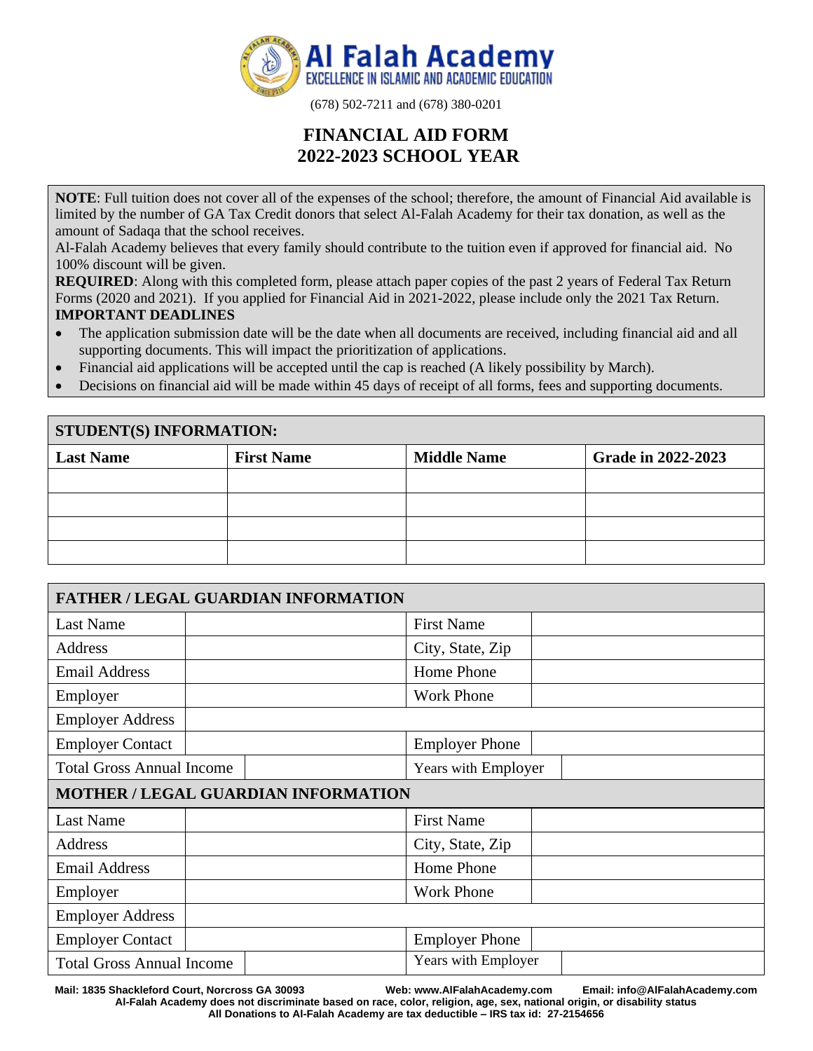# Al Falah Academy

EXCELLENCE IN ISLAMIC AND ACADEMIC EDUCATION

(678) 502-7211 and (678) 380-0201

## FINANCIAL AID FORM
## 2022-2023 SCHOOL YEAR

**NOTE**: Full tuition does not cover all of the expenses of the school; therefore, the amount of Financial Aid available is limited by the number of GA Tax Credit donors that select Al-Falah Academy for their tax donation, as well as the amount of Sadaqa that the school receives.

Al-Falah Academy believes that every family should contribute to the tuition even if approved for financial aid. No 100% discount will be given.

**REQUIRED**: Along with this completed form, please attach paper copies of the past 2 years of Federal Tax Return Forms (2020 and 2021). If you applied for Financial Aid in 2021-2022, please include only the 2021 Tax Return.

**IMPORTANT DEADLINES**

- The application submission date will be the date when all documents are received, including financial aid and all supporting documents. This will impact the prioritization of applications.
- Financial aid applications will be accepted until the cap is reached (A likely possibility by March).
- Decisions on financial aid will be made within 45 days of receipt of all forms, fees and supporting documents.

**STUDENT(S) INFORMATION:**

| Last Name | First Name | Middle Name | Grade in 2022-2023 |
|---|---|---|---|
| | | | |
| | | | |
| | | | |
| | | | |

**FATHER / LEGAL GUARDIAN INFORMATION**

| | | | |
|---|---|---|---|
| Last Name | | First Name | |
| Address | | City, State, Zip | |
| Email Address | | Home Phone | |
| Employer | | Work Phone | |
| Employer Address | | | |
| Employer Contact | | Employer Phone | |
| Total Gross Annual Income | | Years with Employer | |

**MOTHER / LEGAL GUARDIAN INFORMATION**

| | | | |
|---|---|---|---|
| Last Name | | First Name | |
| Address | | City, State, Zip | |
| Email Address | | Home Phone | |
| Employer | | Work Phone | |
| Employer Address | | | |
| Employer Contact | | Employer Phone | |
| Total Gross Annual Income | | Years with Employer | |

**Mail: 1835 Shackleford Court, Norcross GA 30093 Web: www.AlFalahAcademy.com Email: info@AlFalahAcademy.com**
**Al-Falah Academy does not discriminate based on race, color, religion, age, sex, national origin, or disability status**
**All Donations to Al-Falah Academy are tax deductible – IRS tax id: 27-2154656**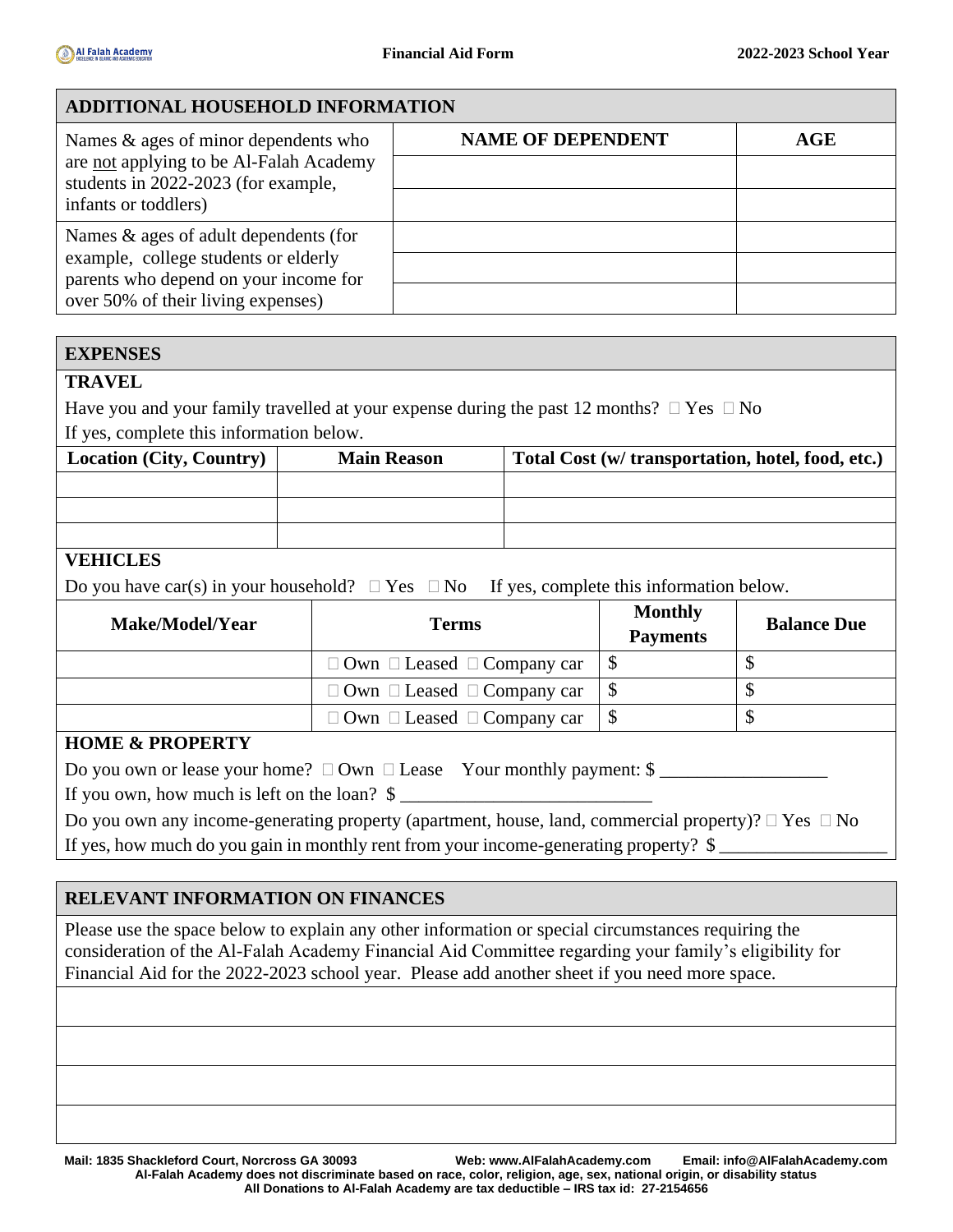## ADDITIONAL HOUSEHOLD INFORMATION

| | NAME OF DEPENDENT | AGE |
|---|---|---|
| Names & ages of minor dependents who are not applying to be Al-Falah Academy students in 2022-2023 (for example, infants or toddlers) | | |
| | | |
| Names & ages of adult dependents (for example, college students or elderly parents who depend on your income for over 50% of their living expenses) | | |
| | | |
| | | |

## EXPENSES

### TRAVEL

Have you and your family travelled at your expense during the past 12 months? ☐ Yes ☐ No

If yes, complete this information below.

| Location (City, Country) | Main Reason | Total Cost (w/ transportation, hotel, food, etc.) |
|---|---|---|
| | | |
| | | |
| | | |

### VEHICLES

Do you have car(s) in your household? ☐ Yes ☐ No If yes, complete this information below.

| Make/Model/Year | Terms | Monthly Payments | Balance Due |
|---|---|---|---|
| | ☐ Own ☐ Leased ☐ Company car | $ | $ |
| | ☐ Own ☐ Leased ☐ Company car | $ | $ |
| | ☐ Own ☐ Leased ☐ Company car | $ | $ |

### HOME & PROPERTY

Do you own or lease your home? ☐ Own ☐ Lease Your monthly payment: $ __________________

If you own, how much is left on the loan? $ ___________________________

Do you own any income-generating property (apartment, house, land, commercial property)? ☐ Yes ☐ No

If yes, how much do you gain in monthly rent from your income-generating property? $ __________________

## RELEVANT INFORMATION ON FINANCES

Please use the space below to explain any other information or special circumstances requiring the consideration of the Al-Falah Academy Financial Aid Committee regarding your family's eligibility for Financial Aid for the 2022-2023 school year. Please add another sheet if you need more space.

Mail: 1835 Shackleford Court, Norcross GA 30093 Web: www.AlFalahAcademy.com Email: info@AlFalahAcademy.com

Al-Falah Academy does not discriminate based on race, color, religion, age, sex, national origin, or disability status

All Donations to Al-Falah Academy are tax deductible – IRS tax id: 27-2154656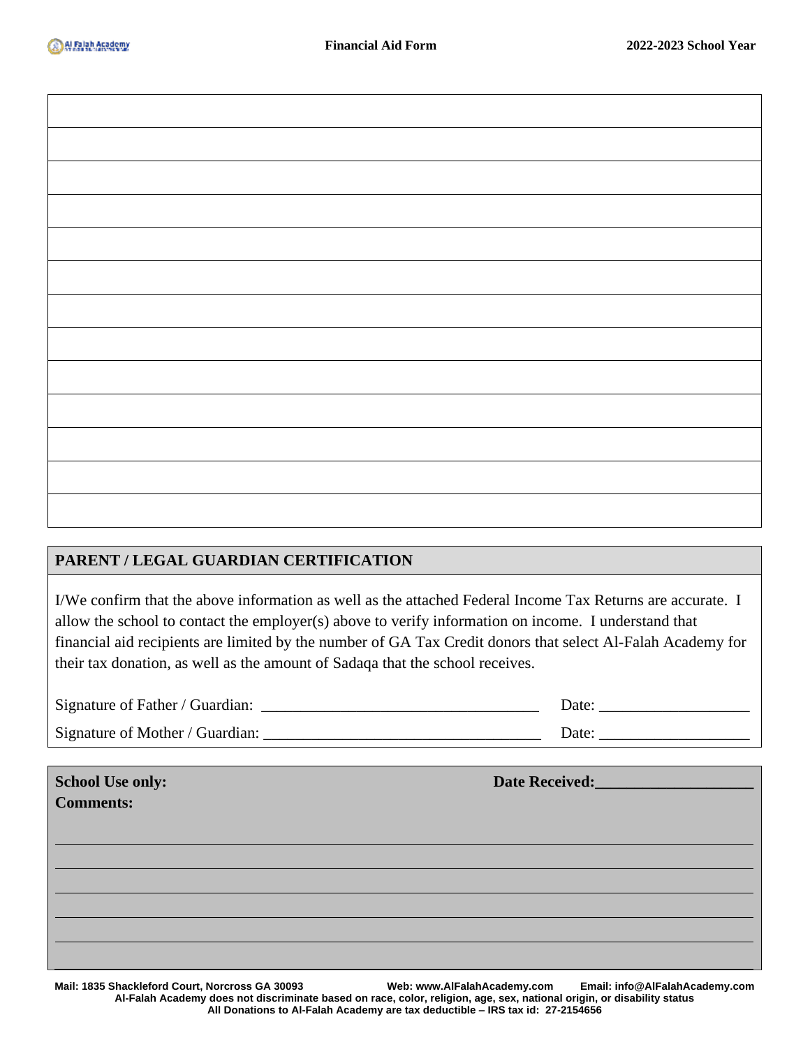| |
|---|
| |
| |
| |
| |
| |
| |
| |
| |
| |
| |
| |
| |

## PARENT / LEGAL GUARDIAN CERTIFICATION

I/We confirm that the above information as well as the attached Federal Income Tax Returns are accurate. I allow the school to contact the employer(s) above to verify information on income. I understand that financial aid recipients are limited by the number of GA Tax Credit donors that select Al-Falah Academy for their tax donation, as well as the amount of Sadaqa that the school receives.

Signature of Father / Guardian: ___________________________________ Date: ___________________

Signature of Mother / Guardian: ___________________________________ Date: ___________________

**School Use only:** **Date Received:**___________________

**Comments:**

_______________________________________________________________________________________

_______________________________________________________________________________________

_______________________________________________________________________________________

_______________________________________________________________________________________

_______________________________________________________________________________________

_______________________________________________________________________________________

**Mail: 1835 Shackleford Court, Norcross GA 30093 Web: www.AlFalahAcademy.com Email: info@AlFalahAcademy.com**
**Al-Falah Academy does not discriminate based on race, color, religion, age, sex, national origin, or disability status**
**All Donations to Al-Falah Academy are tax deductible – IRS tax id: 27-2154656**